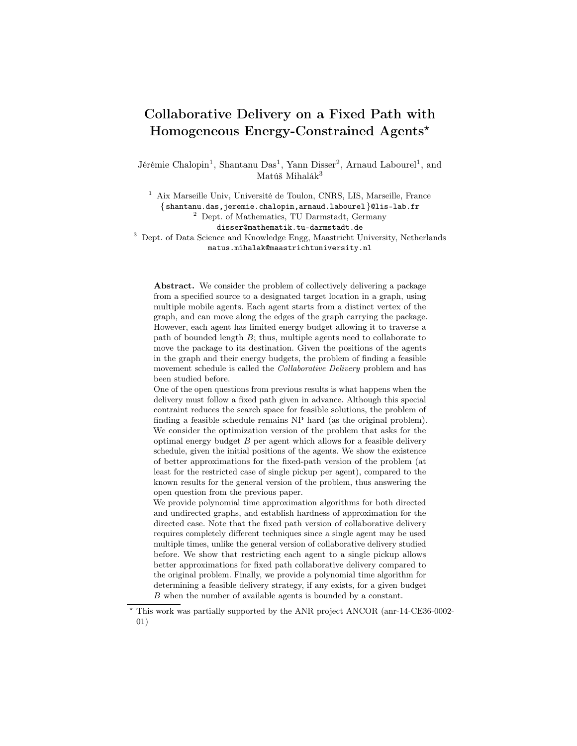# Collaborative Delivery on a Fixed Path with Homogeneous Energy-Constrained Agents*

Jérémie Chalopin[1], Shantanu Das[1], Yann Disser[2], Arnaud Labourel[1], and Matúš Mihalák[3]

[1] Aix Marseille Univ, Université de Toulon, CNRS, LIS, Marseille, France
{shantanu.das,jeremie.chalopin,arnaud.labourel}@lis-lab.fr

[2] Dept. of Mathematics, TU Darmstadt, Germany
disser@mathematik.tu-darmstadt.de

[3] Dept. of Data Science and Knowledge Engg, Maastricht University, Netherlands
matus.mihalak@maastrichtuniversity.nl

**Abstract.** We consider the problem of collectively delivering a package from a specified source to a designated target location in a graph, using multiple mobile agents. Each agent starts from a distinct vertex of the graph, and can move along the edges of the graph carrying the package. However, each agent has limited energy budget allowing it to traverse a path of bounded length $B$; thus, multiple agents need to collaborate to move the package to its destination. Given the positions of the agents in the graph and their energy budgets, the problem of finding a feasible movement schedule is called the *Collaborative Delivery* problem and has been studied before.

One of the open questions from previous results is what happens when the delivery must follow a fixed path given in advance. Although this special contraint reduces the search space for feasible solutions, the problem of finding a feasible schedule remains NP hard (as the original problem). We consider the optimization version of the problem that asks for the optimal energy budget $B$ per agent which allows for a feasible delivery schedule, given the initial positions of the agents. We show the existence of better approximations for the fixed-path version of the problem (at least for the restricted case of single pickup per agent), compared to the known results for the general version of the problem, thus answering the open question from the previous paper.

We provide polynomial time approximation algorithms for both directed and undirected graphs, and establish hardness of approximation for the directed case. Note that the fixed path version of collaborative delivery requires completely different techniques since a single agent may be used multiple times, unlike the general version of collaborative delivery studied before. We show that restricting each agent to a single pickup allows better approximations for fixed path collaborative delivery compared to the original problem. Finally, we provide a polynomial time algorithm for determining a feasible delivery strategy, if any exists, for a given budget $B$ when the number of available agents is bounded by a constant.

* This work was partially supported by the ANR project ANCOR (anr-14-CE36-0002-01)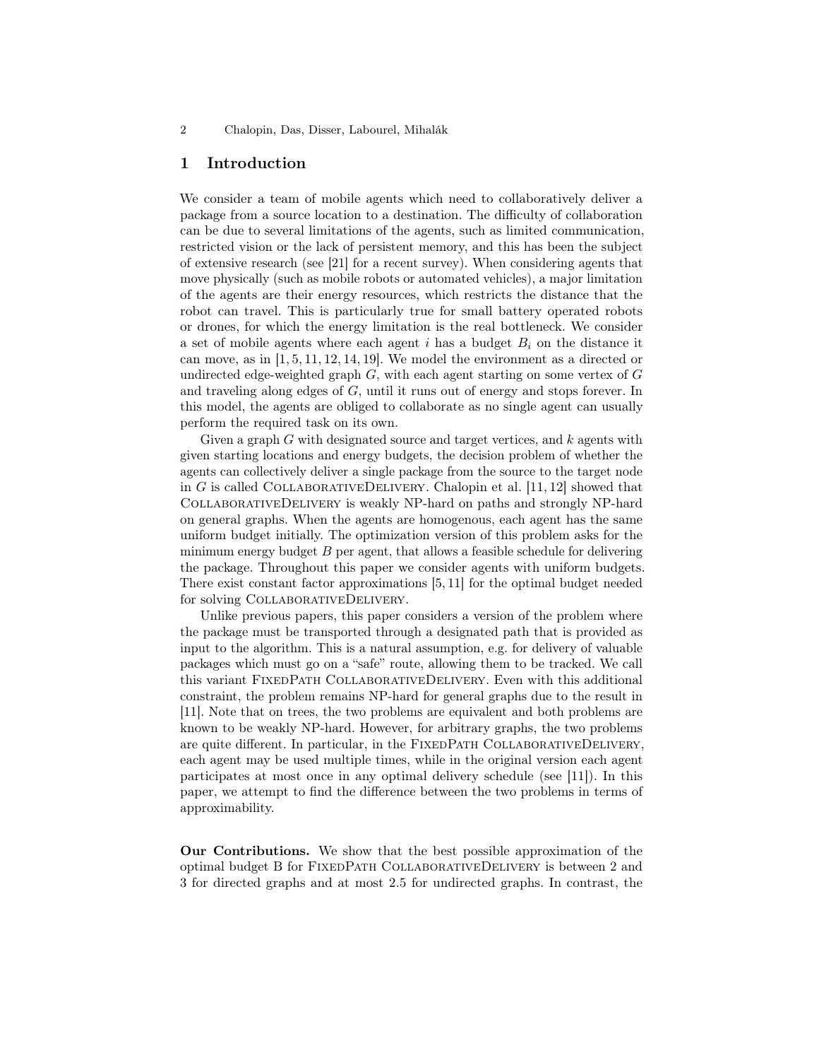## 1 Introduction

We consider a team of mobile agents which need to collaboratively deliver a package from a source location to a destination. The difficulty of collaboration can be due to several limitations of the agents, such as limited communication, restricted vision or the lack of persistent memory, and this has been the subject of extensive research (see [21] for a recent survey). When considering agents that move physically (such as mobile robots or automated vehicles), a major limitation of the agents are their energy resources, which restricts the distance that the robot can travel. This is particularly true for small battery operated robots or drones, for which the energy limitation is the real bottleneck. We consider a set of mobile agents where each agent $i$ has a budget $B_i$ on the distance it can move, as in [1, 5, 11, 12, 14, 19]. We model the environment as a directed or undirected edge-weighted graph $G$, with each agent starting on some vertex of $G$ and traveling along edges of $G$, until it runs out of energy and stops forever. In this model, the agents are obliged to collaborate as no single agent can usually perform the required task on its own.

Given a graph $G$ with designated source and target vertices, and $k$ agents with given starting locations and energy budgets, the decision problem of whether the agents can collectively deliver a single package from the source to the target node in $G$ is called CollaborativeDelivery. Chalopin et al. [11, 12] showed that CollaborativeDelivery is weakly NP-hard on paths and strongly NP-hard on general graphs. When the agents are homogenous, each agent has the same uniform budget initially. The optimization version of this problem asks for the minimum energy budget $B$ per agent, that allows a feasible schedule for delivering the package. Throughout this paper we consider agents with uniform budgets. There exist constant factor approximations [5, 11] for the optimal budget needed for solving CollaborativeDelivery.

Unlike previous papers, this paper considers a version of the problem where the package must be transported through a designated path that is provided as input to the algorithm. This is a natural assumption, e.g. for delivery of valuable packages which must go on a "safe" route, allowing them to be tracked. We call this variant FixedPath CollaborativeDelivery. Even with this additional constraint, the problem remains NP-hard for general graphs due to the result in [11]. Note that on trees, the two problems are equivalent and both problems are known to be weakly NP-hard. However, for arbitrary graphs, the two problems are quite different. In particular, in the FixedPath CollaborativeDelivery, each agent may be used multiple times, while in the original version each agent participates at most once in any optimal delivery schedule (see [11]). In this paper, we attempt to find the difference between the two problems in terms of approximability.

**Our Contributions.** We show that the best possible approximation of the optimal budget B for FixedPath CollaborativeDelivery is between 2 and 3 for directed graphs and at most 2.5 for undirected graphs. In contrast, the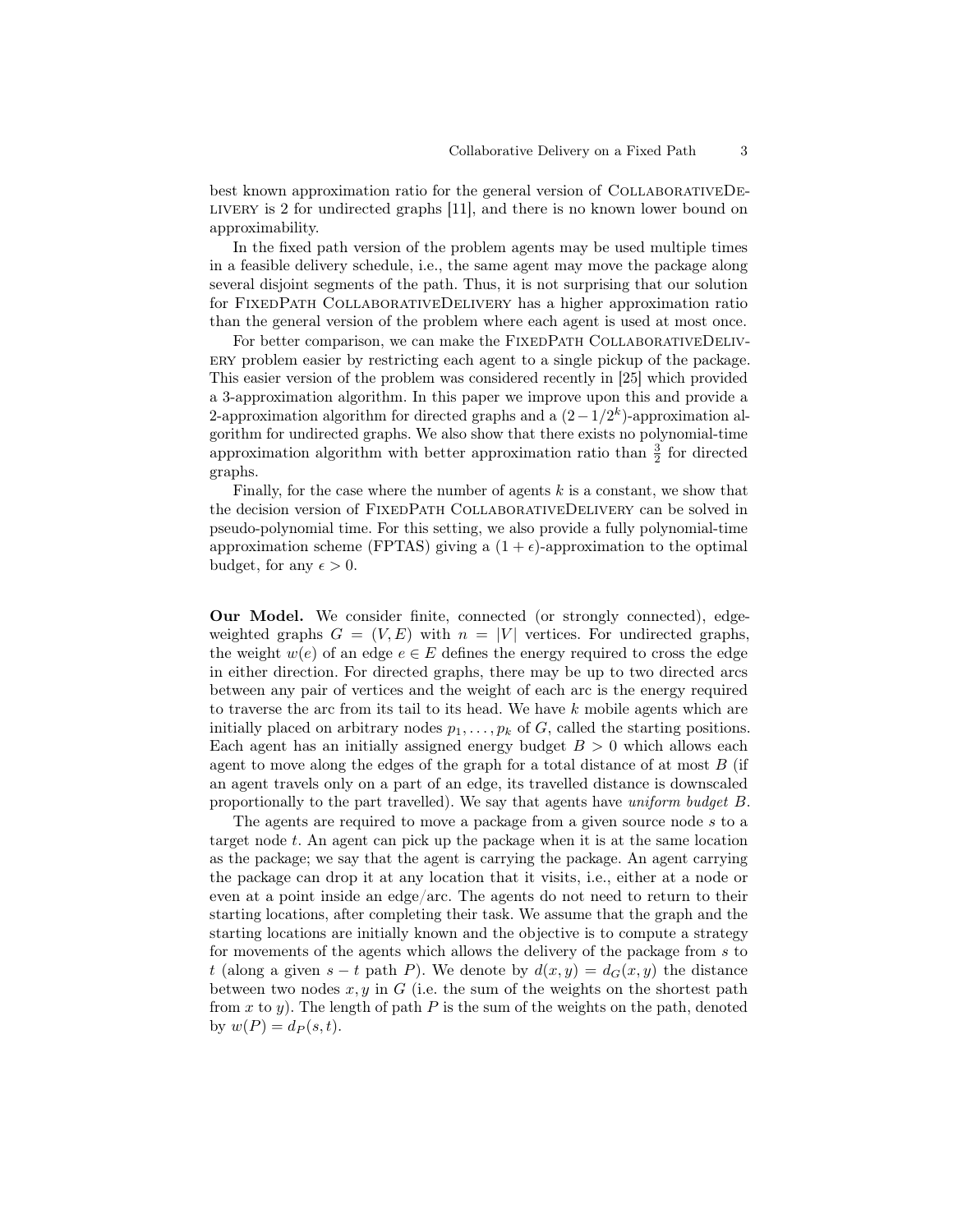best known approximation ratio for the general version of CollaborativeDelivery is 2 for undirected graphs [11], and there is no known lower bound on approximability.

In the fixed path version of the problem agents may be used multiple times in a feasible delivery schedule, i.e., the same agent may move the package along several disjoint segments of the path. Thus, it is not surprising that our solution for FixedPath CollaborativeDelivery has a higher approximation ratio than the general version of the problem where each agent is used at most once.

For better comparison, we can make the FixedPath CollaborativeDelivery problem easier by restricting each agent to a single pickup of the package. This easier version of the problem was considered recently in [25] which provided a 3-approximation algorithm. In this paper we improve upon this and provide a 2-approximation algorithm for directed graphs and a $(2-1/2^k)$-approximation algorithm for undirected graphs. We also show that there exists no polynomial-time approximation algorithm with better approximation ratio than $\frac{3}{2}$ for directed graphs.

Finally, for the case where the number of agents $k$ is a constant, we show that the decision version of FixedPath CollaborativeDelivery can be solved in pseudo-polynomial time. For this setting, we also provide a fully polynomial-time approximation scheme (FPTAS) giving a $(1+\epsilon)$-approximation to the optimal budget, for any $\epsilon > 0$.

**Our Model.** We consider finite, connected (or strongly connected), edge-weighted graphs $G = (V, E)$ with $n = |V|$ vertices. For undirected graphs, the weight $w(e)$ of an edge $e \in E$ defines the energy required to cross the edge in either direction. For directed graphs, there may be up to two directed arcs between any pair of vertices and the weight of each arc is the energy required to traverse the arc from its tail to its head. We have $k$ mobile agents which are initially placed on arbitrary nodes $p_1, \ldots, p_k$ of $G$, called the starting positions. Each agent has an initially assigned energy budget $B > 0$ which allows each agent to move along the edges of the graph for a total distance of at most $B$ (if an agent travels only on a part of an edge, its travelled distance is downscaled proportionally to the part travelled). We say that agents have *uniform budget* $B$.

The agents are required to move a package from a given source node $s$ to a target node $t$. An agent can pick up the package when it is at the same location as the package; we say that the agent is carrying the package. An agent carrying the package can drop it at any location that it visits, i.e., either at a node or even at a point inside an edge/arc. The agents do not need to return to their starting locations, after completing their task. We assume that the graph and the starting locations are initially known and the objective is to compute a strategy for movements of the agents which allows the delivery of the package from $s$ to $t$ (along a given $s-t$ path $P$). We denote by $d(x, y) = d_G(x, y)$ the distance between two nodes $x, y$ in $G$ (i.e. the sum of the weights on the shortest path from $x$ to $y$). The length of path $P$ is the sum of the weights on the path, denoted by $w(P) = d_P(s, t)$.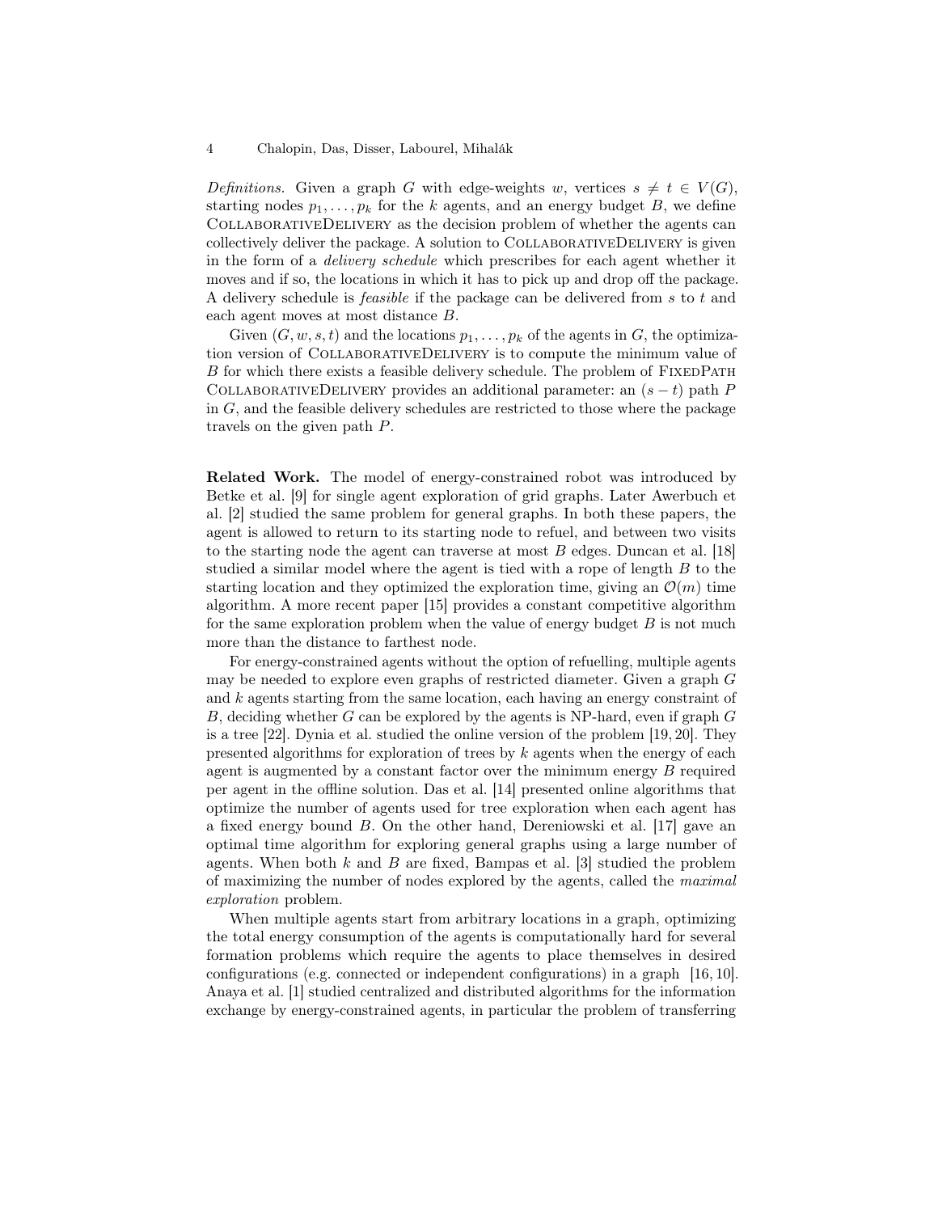*Definitions.* Given a graph $G$ with edge-weights $w$, vertices $s \neq t \in V(G)$, starting nodes $p_1, \ldots, p_k$ for the $k$ agents, and an energy budget $B$, we define CollaborativeDelivery as the decision problem of whether the agents can collectively deliver the package. A solution to CollaborativeDelivery is given in the form of a *delivery schedule* which prescribes for each agent whether it moves and if so, the locations in which it has to pick up and drop off the package. A delivery schedule is *feasible* if the package can be delivered from $s$ to $t$ and each agent moves at most distance $B$.

Given $(G, w, s, t)$ and the locations $p_1, \ldots, p_k$ of the agents in $G$, the optimization version of CollaborativeDelivery is to compute the minimum value of $B$ for which there exists a feasible delivery schedule. The problem of FixedPath CollaborativeDelivery provides an additional parameter: an $(s-t)$ path $P$ in $G$, and the feasible delivery schedules are restricted to those where the package travels on the given path $P$.

**Related Work.** The model of energy-constrained robot was introduced by Betke et al. [9] for single agent exploration of grid graphs. Later Awerbuch et al. [2] studied the same problem for general graphs. In both these papers, the agent is allowed to return to its starting node to refuel, and between two visits to the starting node the agent can traverse at most $B$ edges. Duncan et al. [18] studied a similar model where the agent is tied with a rope of length $B$ to the starting location and they optimized the exploration time, giving an $\mathcal{O}(m)$ time algorithm. A more recent paper [15] provides a constant competitive algorithm for the same exploration problem when the value of energy budget $B$ is not much more than the distance to farthest node.

For energy-constrained agents without the option of refuelling, multiple agents may be needed to explore even graphs of restricted diameter. Given a graph $G$ and $k$ agents starting from the same location, each having an energy constraint of $B$, deciding whether $G$ can be explored by the agents is NP-hard, even if graph $G$ is a tree [22]. Dynia et al. studied the online version of the problem [19, 20]. They presented algorithms for exploration of trees by $k$ agents when the energy of each agent is augmented by a constant factor over the minimum energy $B$ required per agent in the offline solution. Das et al. [14] presented online algorithms that optimize the number of agents used for tree exploration when each agent has a fixed energy bound $B$. On the other hand, Dereniowski et al. [17] gave an optimal time algorithm for exploring general graphs using a large number of agents. When both $k$ and $B$ are fixed, Bampas et al. [3] studied the problem of maximizing the number of nodes explored by the agents, called the *maximal exploration* problem.

When multiple agents start from arbitrary locations in a graph, optimizing the total energy consumption of the agents is computationally hard for several formation problems which require the agents to place themselves in desired configurations (e.g. connected or independent configurations) in a graph [16, 10]. Anaya et al. [1] studied centralized and distributed algorithms for the information exchange by energy-constrained agents, in particular the problem of transferring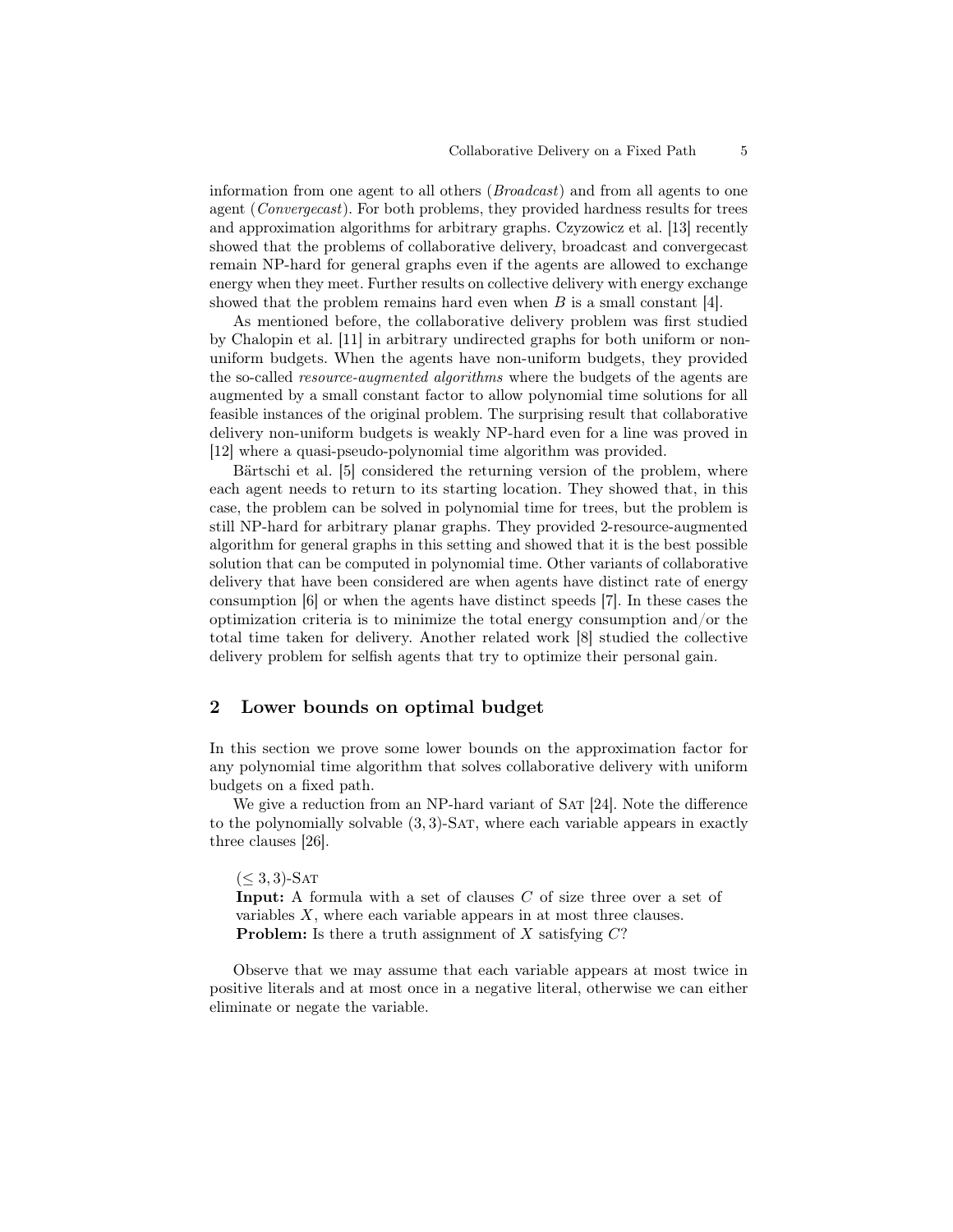information from one agent to all others (*Broadcast*) and from all agents to one agent (*Convergecast*). For both problems, they provided hardness results for trees and approximation algorithms for arbitrary graphs. Czyzowicz et al. [13] recently showed that the problems of collaborative delivery, broadcast and convergecast remain NP-hard for general graphs even if the agents are allowed to exchange energy when they meet. Further results on collective delivery with energy exchange showed that the problem remains hard even when $B$ is a small constant [4].

As mentioned before, the collaborative delivery problem was first studied by Chalopin et al. [11] in arbitrary undirected graphs for both uniform or non-uniform budgets. When the agents have non-uniform budgets, they provided the so-called *resource-augmented algorithms* where the budgets of the agents are augmented by a small constant factor to allow polynomial time solutions for all feasible instances of the original problem. The surprising result that collaborative delivery non-uniform budgets is weakly NP-hard even for a line was proved in [12] where a quasi-pseudo-polynomial time algorithm was provided.

Bärtschi et al. [5] considered the returning version of the problem, where each agent needs to return to its starting location. They showed that, in this case, the problem can be solved in polynomial time for trees, but the problem is still NP-hard for arbitrary planar graphs. They provided 2-resource-augmented algorithm for general graphs in this setting and showed that it is the best possible solution that can be computed in polynomial time. Other variants of collaborative delivery that have been considered are when agents have distinct rate of energy consumption [6] or when the agents have distinct speeds [7]. In these cases the optimization criteria is to minimize the total energy consumption and/or the total time taken for delivery. Another related work [8] studied the collective delivery problem for selfish agents that try to optimize their personal gain.

## 2 Lower bounds on optimal budget

In this section we prove some lower bounds on the approximation factor for any polynomial time algorithm that solves collaborative delivery with uniform budgets on a fixed path.

We give a reduction from an NP-hard variant of SAT [24]. Note the difference to the polynomially solvable $(3,3)$-SAT, where each variable appears in exactly three clauses [26].

$(\leq 3,3)$-SAT
**Input:** A formula with a set of clauses $C$ of size three over a set of variables $X$, where each variable appears in at most three clauses.
**Problem:** Is there a truth assignment of $X$ satisfying $C$?

Observe that we may assume that each variable appears at most twice in positive literals and at most once in a negative literal, otherwise we can either eliminate or negate the variable.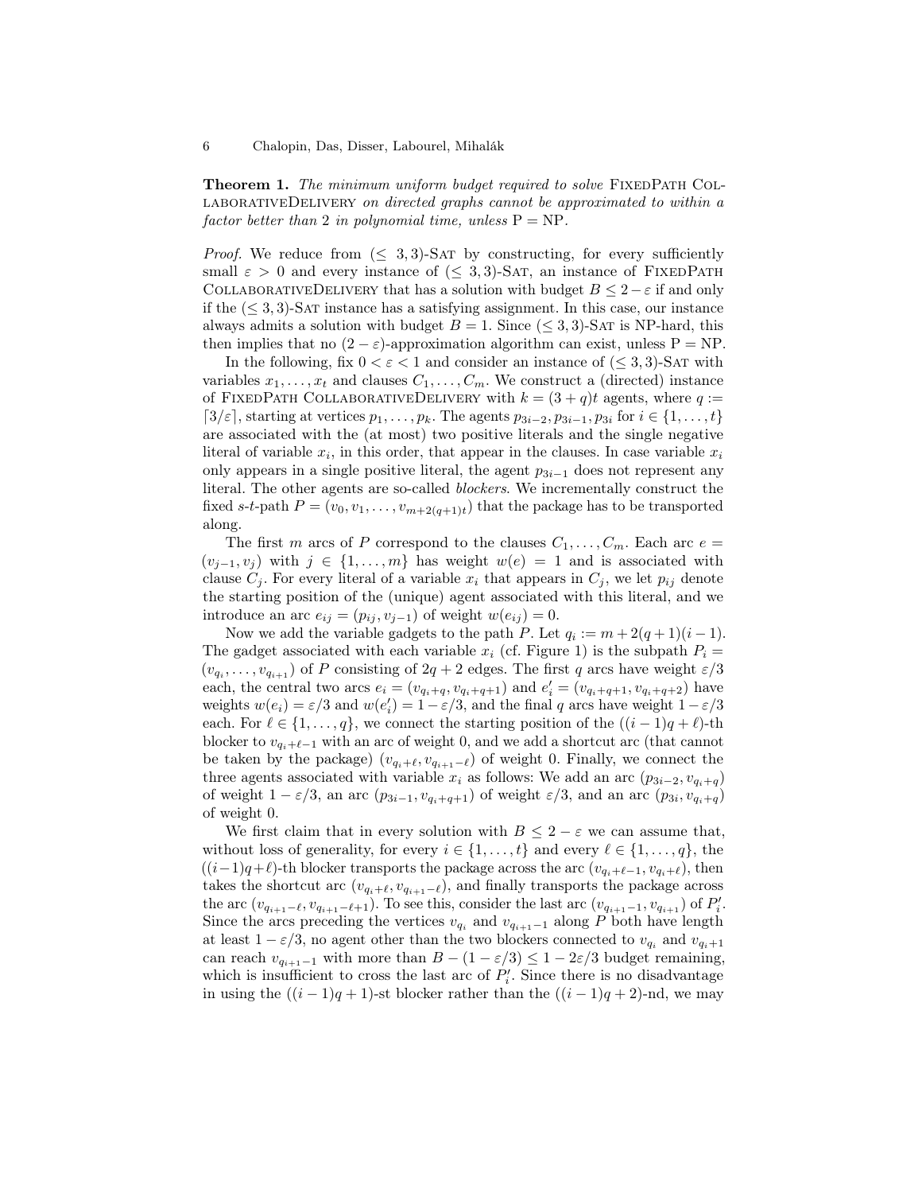**Theorem 1.** *The minimum uniform budget required to solve* FixedPath CollaborativeDelivery *on directed graphs cannot be approximated to within a factor better than 2 in polynomial time, unless* P = NP.

*Proof.* We reduce from ($\leq$ 3, 3)-Sat by constructing, for every sufficiently small $\varepsilon > 0$ and every instance of ($\leq$ 3, 3)-Sat, an instance of FixedPath CollaborativeDelivery that has a solution with budget $B \leq 2 - \varepsilon$ if and only if the ($\leq$ 3, 3)-Sat instance has a satisfying assignment. In this case, our instance always admits a solution with budget $B = 1$. Since ($\leq$ 3, 3)-Sat is NP-hard, this then implies that no $(2 - \varepsilon)$-approximation algorithm can exist, unless P = NP.

In the following, fix $0 < \varepsilon < 1$ and consider an instance of ($\leq$ 3, 3)-Sat with variables $x_1, \ldots, x_t$ and clauses $C_1, \ldots, C_m$. We construct a (directed) instance of FixedPath CollaborativeDelivery with $k = (3 + q)t$ agents, where $q := \lceil 3/\varepsilon \rceil$, starting at vertices $p_1, \ldots, p_k$. The agents $p_{3i-2}, p_{3i-1}, p_{3i}$ for $i \in \{1, \ldots, t\}$ are associated with the (at most) two positive literals and the single negative literal of variable $x_i$, in this order, that appear in the clauses. In case variable $x_i$ only appears in a single positive literal, the agent $p_{3i-1}$ does not represent any literal. The other agents are so-called *blockers*. We incrementally construct the fixed $s$-$t$-path $P = (v_0, v_1, \ldots, v_{m+2(q+1)t})$ that the package has to be transported along.

The first $m$ arcs of $P$ correspond to the clauses $C_1, \ldots, C_m$. Each arc $e = (v_{j-1}, v_j)$ with $j \in \{1, \ldots, m\}$ has weight $w(e) = 1$ and is associated with clause $C_j$. For every literal of a variable $x_i$ that appears in $C_j$, we let $p_{ij}$ denote the starting position of the (unique) agent associated with this literal, and we introduce an arc $e_{ij} = (p_{ij}, v_{j-1})$ of weight $w(e_{ij}) = 0$.

Now we add the variable gadgets to the path $P$. Let $q_i := m + 2(q+1)(i-1)$. The gadget associated with each variable $x_i$ (cf. Figure 1) is the subpath $P_i = (v_{q_i}, \ldots, v_{q_{i+1}})$ of $P$ consisting of $2q + 2$ edges. The first $q$ arcs have weight $\varepsilon/3$ each, the central two arcs $e_i = (v_{q_i+q}, v_{q_i+q+1})$ and $e'_i = (v_{q_i+q+1}, v_{q_i+q+2})$ have weights $w(e_i) = \varepsilon/3$ and $w(e'_i) = 1 - \varepsilon/3$, and the final $q$ arcs have weight $1 - \varepsilon/3$ each. For $\ell \in \{1, \ldots, q\}$, we connect the starting position of the $((i-1)q + \ell)$-th blocker to $v_{q_i+\ell-1}$ with an arc of weight 0, and we add a shortcut arc (that cannot be taken by the package) $(v_{q_i+\ell}, v_{q_{i+1}-\ell})$ of weight 0. Finally, we connect the three agents associated with variable $x_i$ as follows: We add an arc $(p_{3i-2}, v_{q_i+q})$ of weight $1 - \varepsilon/3$, an arc $(p_{3i-1}, v_{q_i+q+1})$ of weight $\varepsilon/3$, and an arc $(p_{3i}, v_{q_i+q})$ of weight 0.

We first claim that in every solution with $B \leq 2 - \varepsilon$ we can assume that, without loss of generality, for every $i \in \{1, \ldots, t\}$ and every $\ell \in \{1, \ldots, q\}$, the $((i-1)q+\ell)$-th blocker transports the package across the arc $(v_{q_i+\ell-1}, v_{q_i+\ell})$, then takes the shortcut arc $(v_{q_i+\ell}, v_{q_{i+1}-\ell})$, and finally transports the package across the arc $(v_{q_{i+1}-\ell}, v_{q_{i+1}-\ell+1})$. To see this, consider the last arc $(v_{q_{i+1}-1}, v_{q_{i+1}})$ of $P'_i$. Since the arcs preceding the vertices $v_{q_i}$ and $v_{q_{i+1}-1}$ along $P$ both have length at least $1 - \varepsilon/3$, no agent other than the two blockers connected to $v_{q_i}$ and $v_{q_i+1}$ can reach $v_{q_{i+1}-1}$ with more than $B - (1 - \varepsilon/3) \leq 1 - 2\varepsilon/3$ budget remaining, which is insufficient to cross the last arc of $P'_i$. Since there is no disadvantage in using the $((i-1)q + 1)$-st blocker rather than the $((i-1)q + 2)$-nd, we may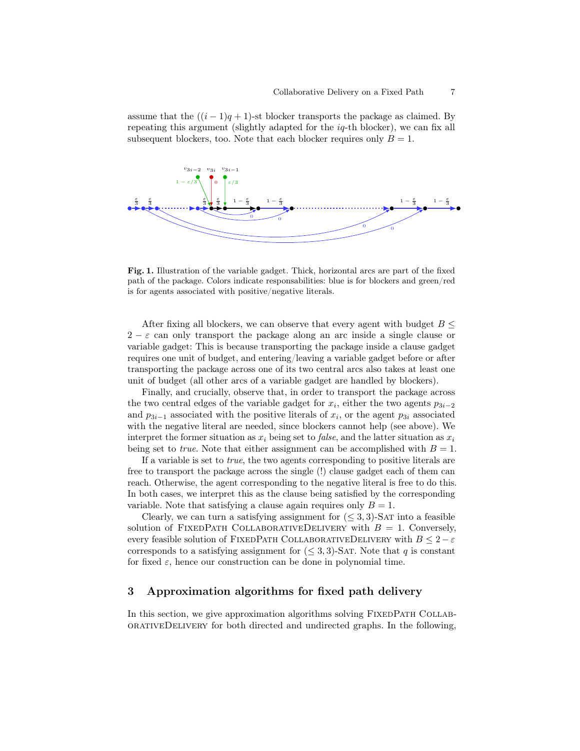assume that the $((i-1)q+1)$-st blocker transports the package as claimed. By repeating this argument (slightly adapted for the $iq$-th blocker), we can fix all subsequent blockers, too. Note that each blocker requires only $B = 1$.

**Fig. 1.** Illustration of the variable gadget. Thick, horizontal arcs are part of the fixed path of the package. Colors indicate responsibilities: blue is for blockers and green/red is for agents associated with positive/negative literals.

After fixing all blockers, we can observe that every agent with budget $B \leq 2 - \varepsilon$ can only transport the package along an arc inside a single clause or variable gadget: This is because transporting the package inside a clause gadget requires one unit of budget, and entering/leaving a variable gadget before or after transporting the package across one of its two central arcs also takes at least one unit of budget (all other arcs of a variable gadget are handled by blockers).

Finally, and crucially, observe that, in order to transport the package across the two central edges of the variable gadget for $x_i$, either the two agents $p_{3i-2}$ and $p_{3i-1}$ associated with the positive literals of $x_i$, or the agent $p_{3i}$ associated with the negative literal are needed, since blockers cannot help (see above). We interpret the former situation as $x_i$ being set to *false*, and the latter situation as $x_i$ being set to *true*. Note that either assignment can be accomplished with $B = 1$.

If a variable is set to *true*, the two agents corresponding to positive literals are free to transport the package across the single (!) clause gadget each of them can reach. Otherwise, the agent corresponding to the negative literal is free to do this. In both cases, we interpret this as the clause being satisfied by the corresponding variable. Note that satisfying a clause again requires only $B = 1$.

Clearly, we can turn a satisfying assignment for $(\leq 3, 3)$-Sat into a feasible solution of FixedPath CollaborativeDelivery with $B = 1$. Conversely, every feasible solution of FixedPath CollaborativeDelivery with $B \leq 2 - \varepsilon$ corresponds to a satisfying assignment for $(\leq 3, 3)$-Sat. Note that $q$ is constant for fixed $\varepsilon$, hence our construction can be done in polynomial time.

## 3 Approximation algorithms for fixed path delivery

In this section, we give approximation algorithms solving FixedPath CollaborativeDelivery for both directed and undirected graphs. In the following,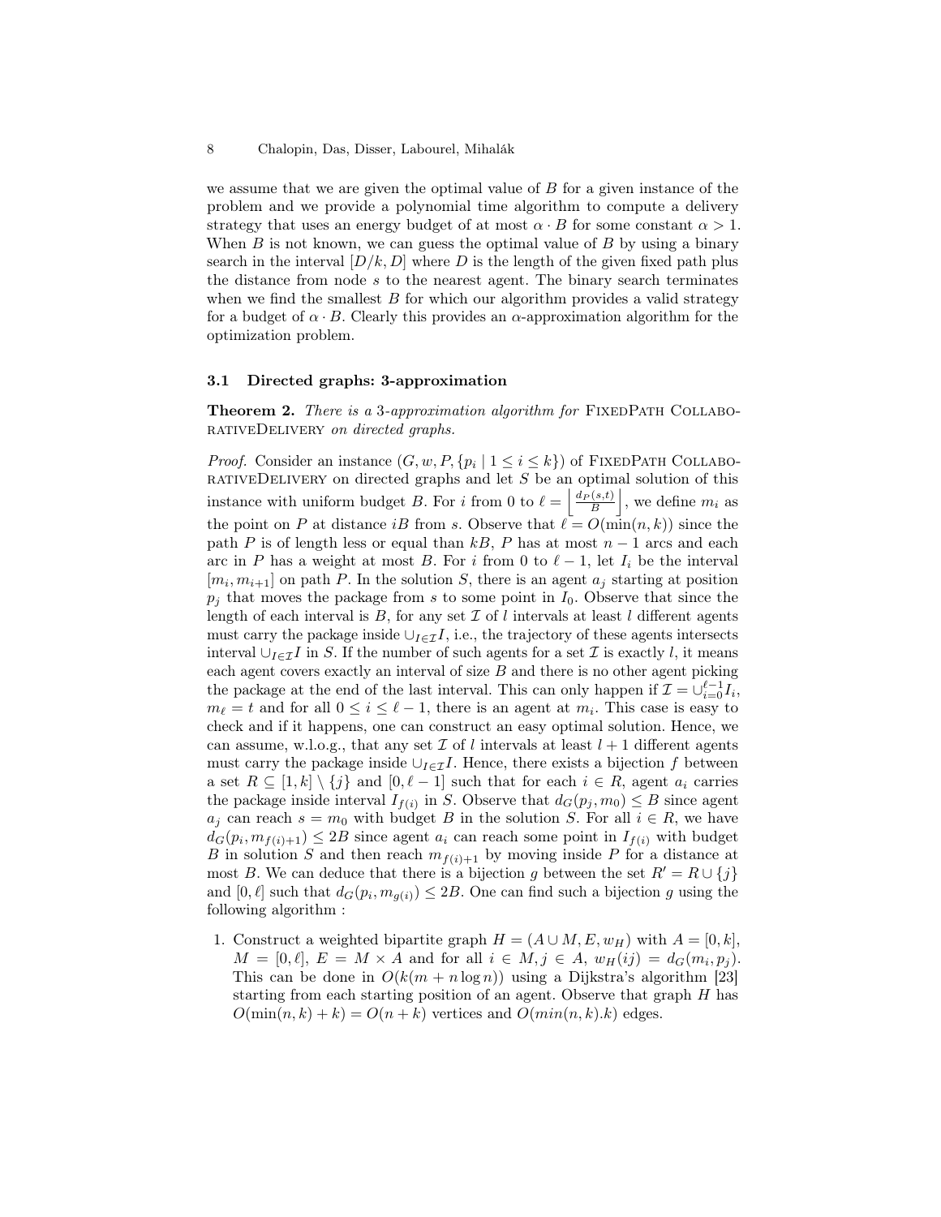we assume that we are given the optimal value of $B$ for a given instance of the problem and we provide a polynomial time algorithm to compute a delivery strategy that uses an energy budget of at most $\alpha \cdot B$ for some constant $\alpha > 1$. When $B$ is not known, we can guess the optimal value of $B$ by using a binary search in the interval $[D/k, D]$ where $D$ is the length of the given fixed path plus the distance from node $s$ to the nearest agent. The binary search terminates when we find the smallest $B$ for which our algorithm provides a valid strategy for a budget of $\alpha \cdot B$. Clearly this provides an $\alpha$-approximation algorithm for the optimization problem.

### 3.1 Directed graphs: 3-approximation

**Theorem 2.** *There is a 3-approximation algorithm for* FixedPath CollaborativeDelivery *on directed graphs.*

*Proof.* Consider an instance $(G, w, P, \{p_i \mid 1 \leq i \leq k\})$ of FixedPath CollaborativeDelivery on directed graphs and let $S$ be an optimal solution of this instance with uniform budget $B$. For $i$ from 0 to $\ell = \left\lfloor \frac{d_P(s,t)}{B} \right\rfloor$, we define $m_i$ as the point on $P$ at distance $iB$ from $s$. Observe that $\ell = O(\min(n, k))$ since the path $P$ is of length less or equal than $kB$, $P$ has at most $n-1$ arcs and each arc in $P$ has a weight at most $B$. For $i$ from 0 to $\ell - 1$, let $I_i$ be the interval $[m_i, m_{i+1}]$ on path $P$. In the solution $S$, there is an agent $a_j$ starting at position $p_j$ that moves the package from $s$ to some point in $I_0$. Observe that since the length of each interval is $B$, for any set $\mathcal{I}$ of $l$ intervals at least $l$ different agents must carry the package inside $\cup_{I \in \mathcal{I}} I$, i.e., the trajectory of these agents intersects interval $\cup_{I \in \mathcal{I}} I$ in $S$. If the number of such agents for a set $\mathcal{I}$ is exactly $l$, it means each agent covers exactly an interval of size $B$ and there is no other agent picking the package at the end of the last interval. This can only happen if $\mathcal{I} = \cup_{i=0}^{\ell-1} I_i$, $m_\ell = t$ and for all $0 \leq i \leq \ell - 1$, there is an agent at $m_i$. This case is easy to check and if it happens, one can construct an easy optimal solution. Hence, we can assume, w.l.o.g., that any set $\mathcal{I}$ of $l$ intervals at least $l + 1$ different agents must carry the package inside $\cup_{I \in \mathcal{I}} I$. Hence, there exists a bijection $f$ between a set $R \subseteq [1, k] \setminus \{j\}$ and $[0, \ell - 1]$ such that for each $i \in R$, agent $a_i$ carries the package inside interval $I_{f(i)}$ in $S$. Observe that $d_G(p_j, m_0) \leq B$ since agent $a_j$ can reach $s = m_0$ with budget $B$ in the solution $S$. For all $i \in R$, we have $d_G(p_i, m_{f(i)+1}) \leq 2B$ since agent $a_i$ can reach some point in $I_{f(i)}$ with budget $B$ in solution $S$ and then reach $m_{f(i)+1}$ by moving inside $P$ for a distance at most $B$. We can deduce that there is a bijection $g$ between the set $R' = R \cup \{j\}$ and $[0, \ell]$ such that $d_G(p_i, m_{g(i)}) \leq 2B$. One can find such a bijection $g$ using the following algorithm :

1. Construct a weighted bipartite graph $H = (A \cup M, E, w_H)$ with $A = [0, k]$, $M = [0, \ell]$, $E = M \times A$ and for all $i \in M, j \in A$, $w_H(ij) = d_G(m_i, p_j)$. This can be done in $O(k(m + n \log n))$ using a Dijkstra's algorithm [23] starting from each starting position of an agent. Observe that graph $H$ has $O(\min(n, k) + k) = O(n + k)$ vertices and $O(min(n, k).k)$ edges.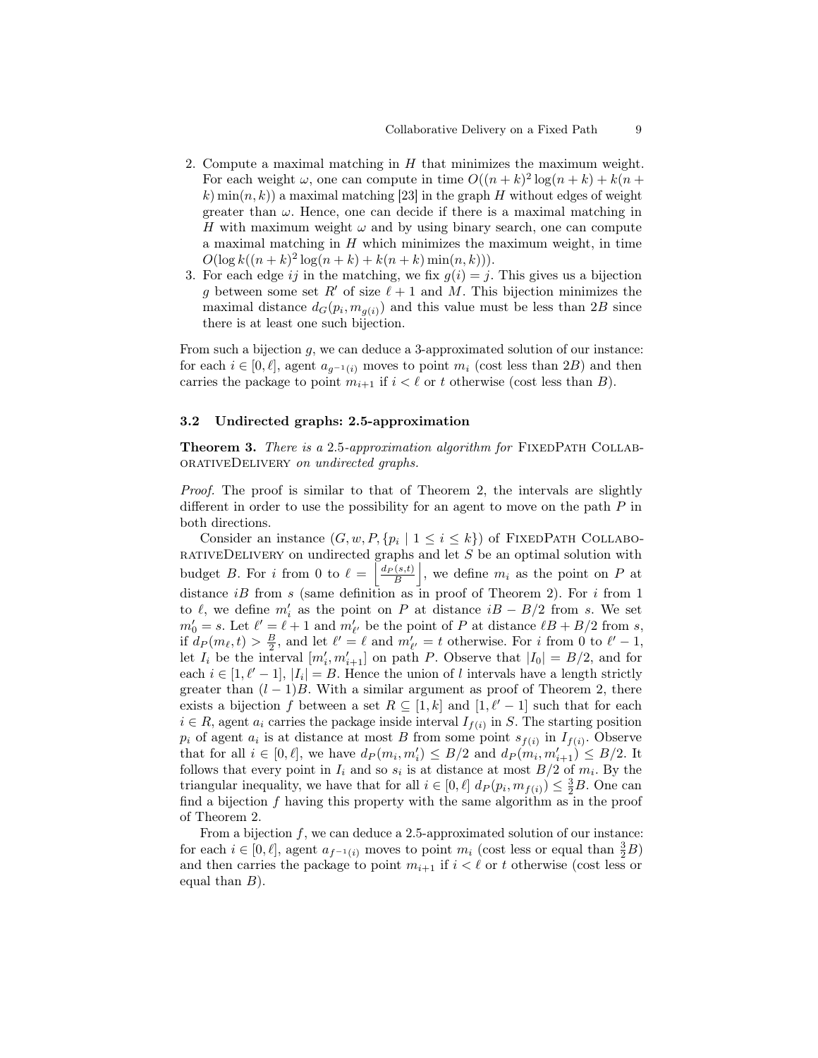2. Compute a maximal matching in $H$ that minimizes the maximum weight. For each weight $\omega$, one can compute in time $O((n+k)^2 \log(n+k) + k(n+k)\min(n,k))$ a maximal matching [23] in the graph $H$ without edges of weight greater than $\omega$. Hence, one can decide if there is a maximal matching in $H$ with maximum weight $\omega$ and by using binary search, one can compute a maximal matching in $H$ which minimizes the maximum weight, in time $O(\log k((n+k)^2 \log(n+k) + k(n+k)\min(n,k)))$.
3. For each edge $ij$ in the matching, we fix $g(i) = j$. This gives us a bijection $g$ between some set $R'$ of size $\ell + 1$ and $M$. This bijection minimizes the maximal distance $d_G(p_i, m_{g(i)})$ and this value must be less than $2B$ since there is at least one such bijection.

From such a bijection $g$, we can deduce a 3-approximated solution of our instance: for each $i \in [0, \ell]$, agent $a_{g^{-1}(i)}$ moves to point $m_i$ (cost less than $2B$) and then carries the package to point $m_{i+1}$ if $i < \ell$ or $t$ otherwise (cost less than $B$).

### 3.2 Undirected graphs: 2.5-approximation

**Theorem 3.** *There is a* 2.5*-approximation algorithm for* FixedPath CollaborativeDelivery *on undirected graphs.*

*Proof.* The proof is similar to that of Theorem 2, the intervals are slightly different in order to use the possibility for an agent to move on the path $P$ in both directions.

Consider an instance $(G, w, P, \{p_i \mid 1 \leq i \leq k\})$ of FixedPath CollaborativeDelivery on undirected graphs and let $S$ be an optimal solution with budget $B$. For $i$ from 0 to $\ell = \left\lfloor \frac{d_P(s,t)}{B} \right\rfloor$, we define $m_i$ as the point on $P$ at distance $iB$ from $s$ (same definition as in proof of Theorem 2). For $i$ from 1 to $\ell$, we define $m'_i$ as the point on $P$ at distance $iB - B/2$ from $s$. We set $m'_0 = s$. Let $\ell' = \ell + 1$ and $m'_{\ell'}$ be the point of $P$ at distance $\ell B + B/2$ from $s$, if $d_P(m_\ell, t) > \frac{B}{2}$, and let $\ell' = \ell$ and $m'_{\ell'} = t$ otherwise. For $i$ from 0 to $\ell' - 1$, let $I_i$ be the interval $[m'_i, m'_{i+1}]$ on path $P$. Observe that $|I_0| = B/2$, and for each $i \in [1, \ell' - 1]$, $|I_i| = B$. Hence the union of $l$ intervals have a length strictly greater than $(l-1)B$. With a similar argument as proof of Theorem 2, there exists a bijection $f$ between a set $R \subseteq [1, k]$ and $[1, \ell' - 1]$ such that for each $i \in R$, agent $a_i$ carries the package inside interval $I_{f(i)}$ in $S$. The starting position $p_i$ of agent $a_i$ is at distance at most $B$ from some point $s_{f(i)}$ in $I_{f(i)}$. Observe that for all $i \in [0, \ell]$, we have $d_P(m_i, m'_i) \leq B/2$ and $d_P(m_i, m'_{i+1}) \leq B/2$. It follows that every point in $I_i$ and so $s_i$ is at distance at most $B/2$ of $m_i$. By the triangular inequality, we have that for all $i \in [0, \ell]$ $d_P(p_i, m_{f(i)}) \leq \frac{3}{2}B$. One can find a bijection $f$ having this property with the same algorithm as in the proof of Theorem 2.

From a bijection $f$, we can deduce a 2.5-approximated solution of our instance: for each $i \in [0, \ell]$, agent $a_{f^{-1}(i)}$ moves to point $m_i$ (cost less or equal than $\frac{3}{2}B$) and then carries the package to point $m_{i+1}$ if $i < \ell$ or $t$ otherwise (cost less or equal than $B$).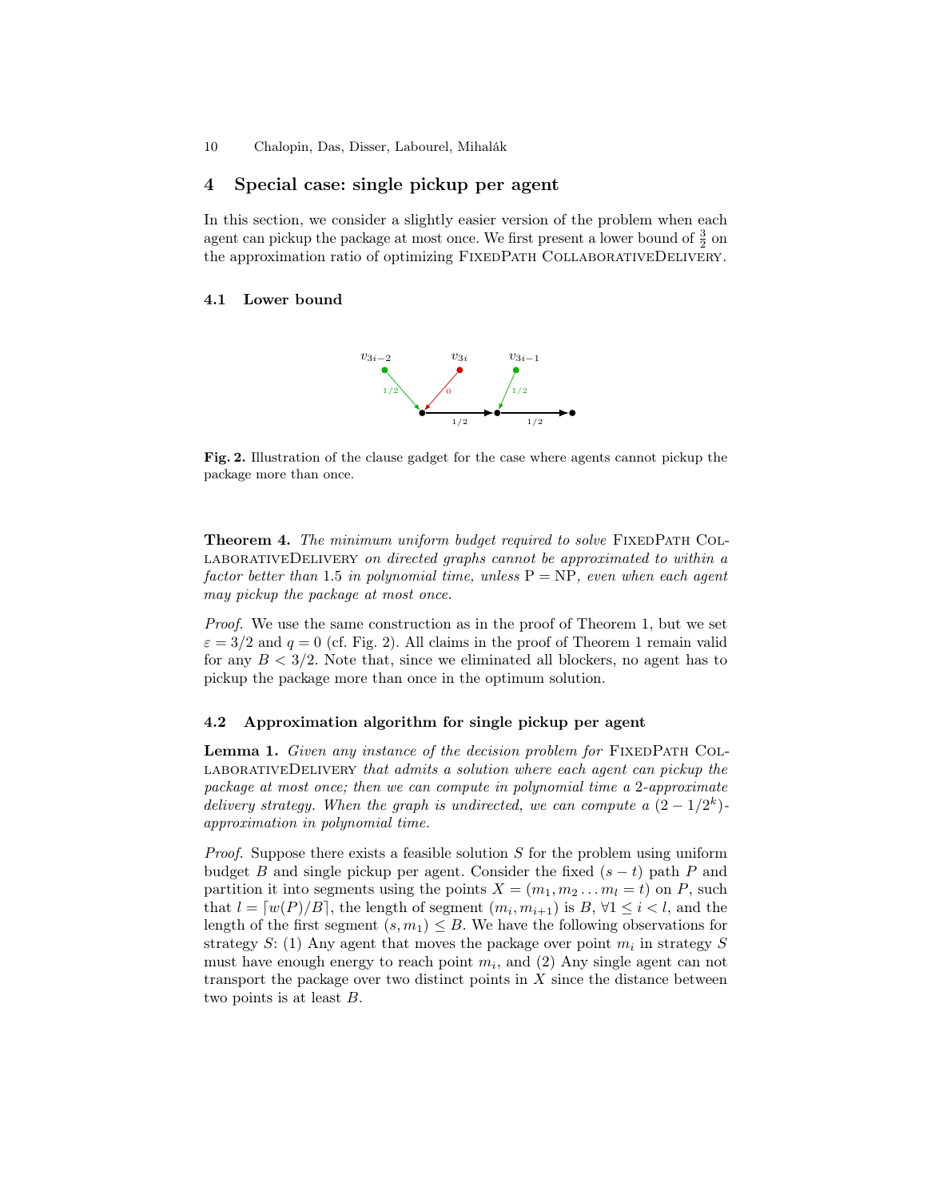## 4 Special case: single pickup per agent

In this section, we consider a slightly easier version of the problem when each agent can pickup the package at most once. We first present a lower bound of $\frac{3}{2}$ on the approximation ratio of optimizing FixedPath CollaborativeDelivery.

### 4.1 Lower bound

**Fig. 2.** Illustration of the clause gadget for the case where agents cannot pickup the package more than once.

**Theorem 4.** *The minimum uniform budget required to solve* FixedPath CollaborativeDelivery *on directed graphs cannot be approximated to within a factor better than* 1.5 *in polynomial time, unless* P = NP*, even when each agent may pickup the package at most once.*

*Proof.* We use the same construction as in the proof of Theorem 1, but we set $\varepsilon = 3/2$ and $q = 0$ (cf. Fig. 2). All claims in the proof of Theorem 1 remain valid for any $B < 3/2$. Note that, since we eliminated all blockers, no agent has to pickup the package more than once in the optimum solution.

### 4.2 Approximation algorithm for single pickup per agent

**Lemma 1.** *Given any instance of the decision problem for* FixedPath CollaborativeDelivery *that admits a solution where each agent can pickup the package at most once; then we can compute in polynomial time a* 2*-approximate delivery strategy. When the graph is undirected, we can compute a* $(2 - 1/2^k)$*-approximation in polynomial time.*

*Proof.* Suppose there exists a feasible solution $S$ for the problem using uniform budget $B$ and single pickup per agent. Consider the fixed $(s-t)$ path $P$ and partition it into segments using the points $X = (m_1, m_2 \ldots m_l = t)$ on $P$, such that $l = \lceil w(P)/B \rceil$, the length of segment $(m_i, m_{i+1})$ is $B$, $\forall 1 \leq i < l$, and the length of the first segment $(s, m_1) \leq B$. We have the following observations for strategy $S$: (1) Any agent that moves the package over point $m_i$ in strategy $S$ must have enough energy to reach point $m_i$, and (2) Any single agent can not transport the package over two distinct points in $X$ since the distance between two points is at least $B$.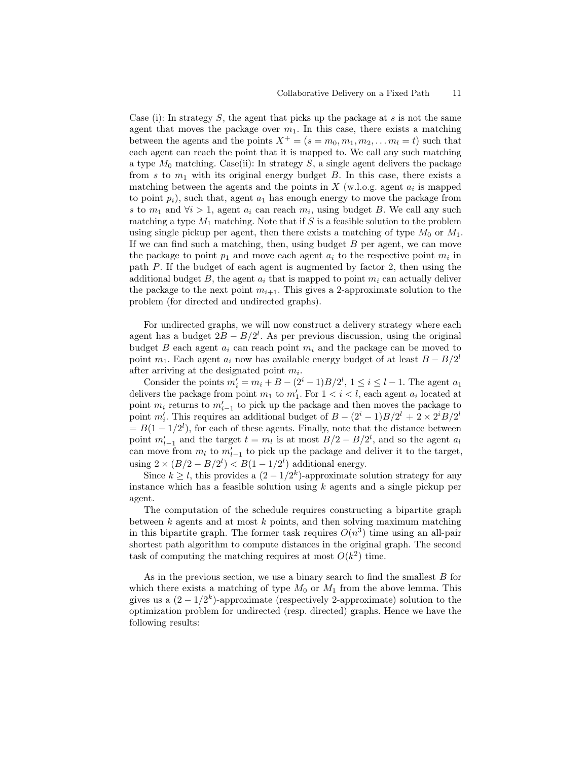Case (i): In strategy $S$, the agent that picks up the package at $s$ is not the same agent that moves the package over $m_1$. In this case, there exists a matching between the agents and the points $X^+ = (s = m_0, m_1, m_2, \ldots m_l = t)$ such that each agent can reach the point that it is mapped to. We call any such matching a type $M_0$ matching. Case(ii): In strategy $S$, a single agent delivers the package from $s$ to $m_1$ with its original energy budget $B$. In this case, there exists a matching between the agents and the points in $X$ (w.l.o.g. agent $a_i$ is mapped to point $p_i$), such that, agent $a_1$ has enough energy to move the package from $s$ to $m_1$ and $\forall i > 1$, agent $a_i$ can reach $m_i$, using budget $B$. We call any such matching a type $M_1$ matching. Note that if $S$ is a feasible solution to the problem using single pickup per agent, then there exists a matching of type $M_0$ or $M_1$. If we can find such a matching, then, using budget $B$ per agent, we can move the package to point $p_1$ and move each agent $a_i$ to the respective point $m_i$ in path $P$. If the budget of each agent is augmented by factor 2, then using the additional budget $B$, the agent $a_i$ that is mapped to point $m_i$ can actually deliver the package to the next point $m_{i+1}$. This gives a 2-approximate solution to the problem (for directed and undirected graphs).

For undirected graphs, we will now construct a delivery strategy where each agent has a budget $2B - B/2^l$. As per previous discussion, using the original budget $B$ each agent $a_i$ can reach point $m_i$ and the package can be moved to point $m_1$. Each agent $a_i$ now has available energy budget of at least $B - B/2^l$ after arriving at the designated point $m_i$.

Consider the points $m'_i = m_i + B - (2^i - 1)B/2^l$, $1 \leq i \leq l - 1$. The agent $a_1$ delivers the package from point $m_1$ to $m'_1$. For $1 < i < l$, each agent $a_i$ located at point $m_i$ returns to $m'_{i-1}$ to pick up the package and then moves the package to point $m'_i$. This requires an additional budget of $B - (2^i - 1)B/2^l + 2 \times 2^i B/2^l = B(1 - 1/2^l)$, for each of these agents. Finally, note that the distance between point $m'_{l-1}$ and the target $t = m_l$ is at most $B/2 - B/2^l$, and so the agent $a_l$ can move from $m_l$ to $m'_{l-1}$ to pick up the package and deliver it to the target, using $2 \times (B/2 - B/2^l) < B(1 - 1/2^l)$ additional energy.

Since $k \geq l$, this provides a $(2 - 1/2^k)$-approximate solution strategy for any instance which has a feasible solution using $k$ agents and a single pickup per agent.

The computation of the schedule requires constructing a bipartite graph between $k$ agents and at most $k$ points, and then solving maximum matching in this bipartite graph. The former task requires $O(n^3)$ time using an all-pair shortest path algorithm to compute distances in the original graph. The second task of computing the matching requires at most $O(k^2)$ time.

As in the previous section, we use a binary search to find the smallest $B$ for which there exists a matching of type $M_0$ or $M_1$ from the above lemma. This gives us a $(2 - 1/2^k)$-approximate (respectively 2-approximate) solution to the optimization problem for undirected (resp. directed) graphs. Hence we have the following results: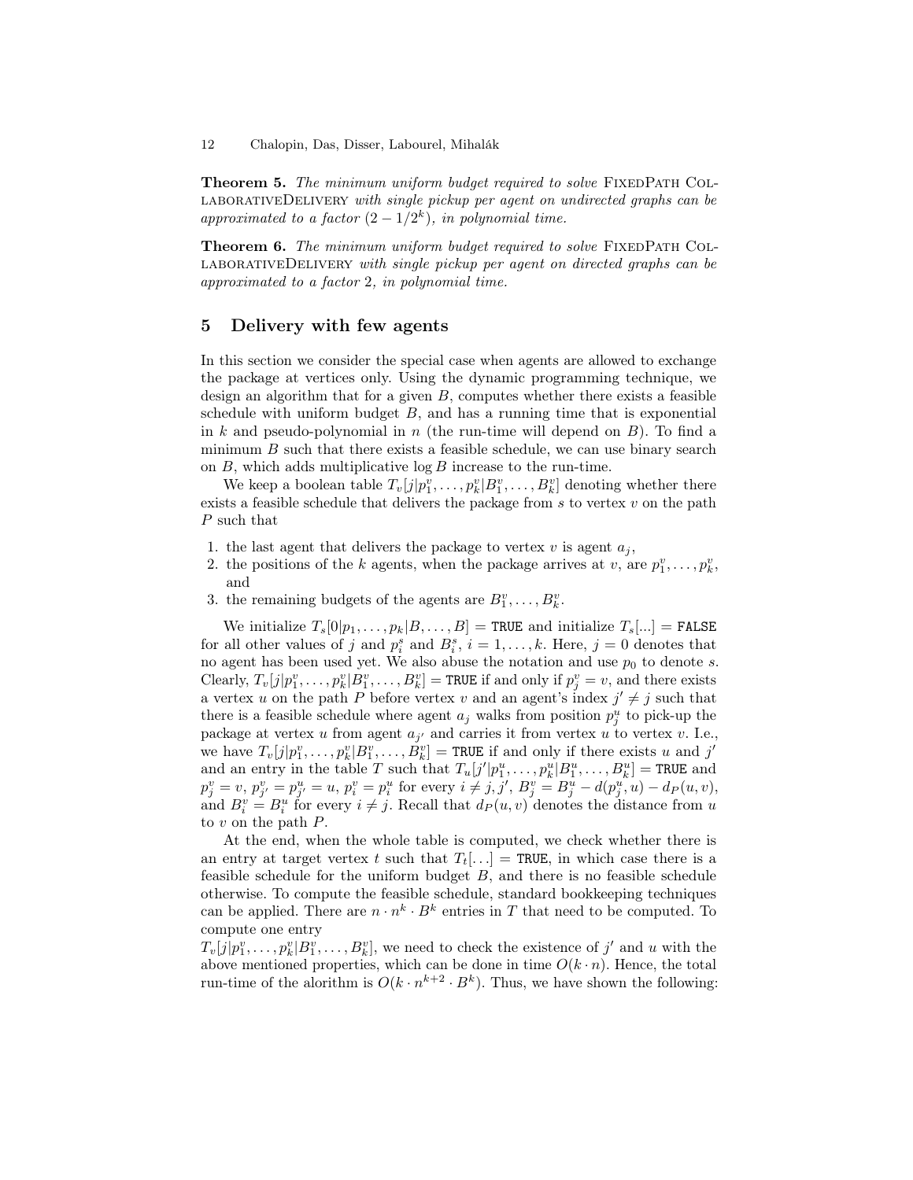**Theorem 5.** *The minimum uniform budget required to solve* FixedPath CollaborativeDelivery *with single pickup per agent on undirected graphs can be approximated to a factor* $(2 - 1/2^k)$*, in polynomial time.*

**Theorem 6.** *The minimum uniform budget required to solve* FixedPath CollaborativeDelivery *with single pickup per agent on directed graphs can be approximated to a factor* 2*, in polynomial time.*

## 5 Delivery with few agents

In this section we consider the special case when agents are allowed to exchange the package at vertices only. Using the dynamic programming technique, we design an algorithm that for a given $B$, computes whether there exists a feasible schedule with uniform budget $B$, and has a running time that is exponential in $k$ and pseudo-polynomial in $n$ (the run-time will depend on $B$). To find a minimum $B$ such that there exists a feasible schedule, we can use binary search on $B$, which adds multiplicative $\log B$ increase to the run-time.

We keep a boolean table $T_v[j|p_1^v, \ldots, p_k^v|B_1^v, \ldots, B_k^v]$ denoting whether there exists a feasible schedule that delivers the package from $s$ to vertex $v$ on the path $P$ such that

1. the last agent that delivers the package to vertex $v$ is agent $a_j$,
2. the positions of the $k$ agents, when the package arrives at $v$, are $p_1^v, \ldots, p_k^v$, and
3. the remaining budgets of the agents are $B_1^v, \ldots, B_k^v$.

We initialize $T_s[0|p_1, \ldots, p_k|B, \ldots, B] = \texttt{TRUE}$ and initialize $T_s[...] = \texttt{FALSE}$ for all other values of $j$ and $p_i^s$ and $B_i^s$, $i = 1, \ldots, k$. Here, $j = 0$ denotes that no agent has been used yet. We also abuse the notation and use $p_0$ to denote $s$. Clearly, $T_v[j|p_1^v, \ldots, p_k^v|B_1^v, \ldots, B_k^v] = \texttt{TRUE}$ if and only if $p_j^v = v$, and there exists a vertex $u$ on the path $P$ before vertex $v$ and an agent's index $j' \neq j$ such that there is a feasible schedule where agent $a_j$ walks from position $p_j^u$ to pick-up the package at vertex $u$ from agent $a_{j'}$ and carries it from vertex $u$ to vertex $v$. I.e., we have $T_v[j|p_1^v, \ldots, p_k^v|B_1^v, \ldots, B_k^v] = \texttt{TRUE}$ if and only if there exists $u$ and $j'$ and an entry in the table $T$ such that $T_u[j'|p_1^u, \ldots, p_k^u|B_1^u, \ldots, B_k^u] = \texttt{TRUE}$ and $p_j^v = v$, $p_{j'}^v = p_{j'}^u = u$, $p_i^v = p_i^u$ for every $i \neq j, j'$, $B_j^v = B_j^u - d(p_j^u, u) - d_P(u, v)$, and $B_i^v = B_i^u$ for every $i \neq j$. Recall that $d_P(u, v)$ denotes the distance from $u$ to $v$ on the path $P$.

At the end, when the whole table is computed, we check whether there is an entry at target vertex $t$ such that $T_t[\ldots] = \texttt{TRUE}$, in which case there is a feasible schedule for the uniform budget $B$, and there is no feasible schedule otherwise. To compute the feasible schedule, standard bookkeeping techniques can be applied. There are $n \cdot n^k \cdot B^k$ entries in $T$ that need to be computed. To compute one entry $T_v[j|p_1^v, \ldots, p_k^v|B_1^v, \ldots, B_k^v]$, we need to check the existence of $j'$ and $u$ with the above mentioned properties, which can be done in time $O(k \cdot n)$. Hence, the total run-time of the alorithm is $O(k \cdot n^{k+2} \cdot B^k)$. Thus, we have shown the following: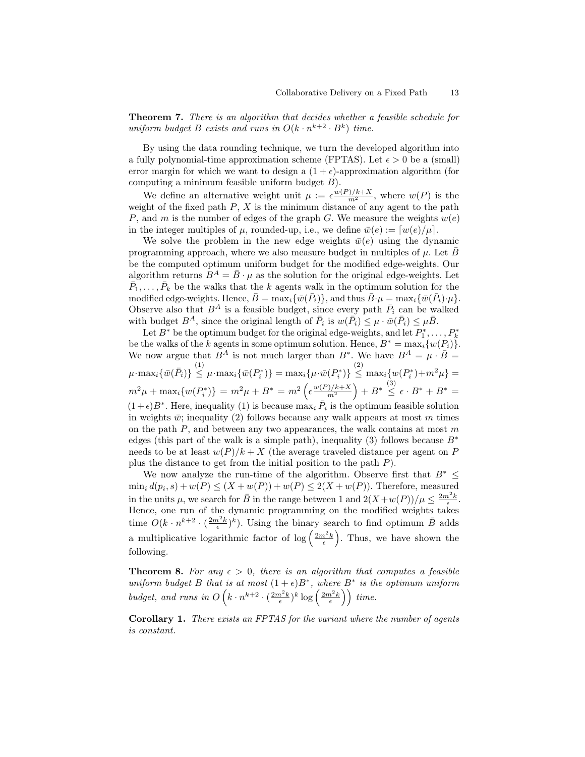**Theorem 7.** *There is an algorithm that decides whether a feasible schedule for uniform budget $B$ exists and runs in $O(k \cdot n^{k+2} \cdot B^k)$ time.*

By using the data rounding technique, we turn the developed algorithm into a fully polynomial-time approximation scheme (FPTAS). Let $\epsilon > 0$ be a (small) error margin for which we want to design a $(1+\epsilon)$-approximation algorithm (for computing a minimum feasible uniform budget $B$).

We define an alternative weight unit $\mu := \epsilon \frac{w(P)/k+X}{m^2}$, where $w(P)$ is the weight of the fixed path $P$, $X$ is the minimum distance of any agent to the path $P$, and $m$ is the number of edges of the graph $G$. We measure the weights $w(e)$ in the integer multiples of $\mu$, rounded-up, i.e., we define $\bar{w}(e) := \lceil w(e)/\mu \rceil$.

We solve the problem in the new edge weights $\bar{w}(e)$ using the dynamic programming approach, where we also measure budget in multiples of $\mu$. Let $\bar{B}$ be the computed optimum uniform budget for the modified edge-weights. Our algorithm returns $B^A = \bar{B} \cdot \mu$ as the solution for the original edge-weights. Let $\bar{P}_1, \dots, \bar{P}_k$ be the walks that the $k$ agents walk in the optimum solution for the modified edge-weights. Hence, $\bar{B} = \max_i\{\bar{w}(\bar{P}_i)\}$, and thus $\bar{B} \cdot \mu = \max_i\{\bar{w}(\bar{P}_i) \cdot \mu\}$. Observe also that $B^A$ is a feasible budget, since every path $\bar{P}_i$ can be walked with budget $B^A$, since the original length of $\bar{P}_i$ is $w(\bar{P}_i) \le \mu \cdot \bar{w}(\bar{P}_i) \le \mu \bar{B}$.

Let $B^*$ be the optimum budget for the original edge-weights, and let $P_1^*, \dots, P_k^*$ be the walks of the $k$ agents in some optimum solution. Hence, $B^* = \max_i\{w(P_i)\}$. We now argue that $B^A$ is not much larger than $B^*$. We have $B^A = \mu \cdot \bar{B} = \mu \cdot \max_i\{\bar{w}(\bar{P}_i)\} \overset{(1)}{\le} \mu \cdot \max_i\{\bar{w}(P_i^*)\} = \max_i\{\mu \cdot \bar{w}(P_i^*)\} \overset{(2)}{\le} \max_i\{w(P_i^*) + m^2\mu\} = m^2\mu + \max_i\{w(P_i^*)\} = m^2\mu + B^* = m^2\left(\epsilon \frac{w(P)/k+X}{m^2}\right) + B^* \overset{(3)}{\le} \epsilon \cdot B^* + B^* = (1+\epsilon)B^*$. Here, inequality (1) is because $\max_i \bar{P}_i$ is the optimum feasible solution in weights $\bar{w}$; inequality (2) follows because any walk appears at most $m$ times on the path $P$, and between any two appearances, the walk contains at most $m$ edges (this part of the walk is a simple path), inequality (3) follows because $B^*$ needs to be at least $w(P)/k + X$ (the average traveled distance per agent on $P$ plus the distance to get from the initial position to the path $P$).

We now analyze the run-time of the algorithm. Observe first that $B^* \le \min_i d(p_i, s) + w(P) \le (X + w(P)) + w(P) \le 2(X + w(P))$. Therefore, measured in the units $\mu$, we search for $\bar{B}$ in the range between 1 and $2(X+w(P))/\mu \le \frac{2m^2k}{\epsilon}$. Hence, one run of the dynamic programming on the modified weights takes time $O(k \cdot n^{k+2} \cdot (\frac{2m^2k}{\epsilon})^k)$. Using the binary search to find optimum $\bar{B}$ adds a multiplicative logarithmic factor of $\log\left(\frac{2m^2k}{\epsilon}\right)$. Thus, we have shown the following.

**Theorem 8.** *For any $\epsilon > 0$, there is an algorithm that computes a feasible uniform budget $B$ that is at most $(1+\epsilon)B^*$, where $B^*$ is the optimum uniform budget, and runs in $O\left(k \cdot n^{k+2} \cdot (\frac{2m^2k}{\epsilon})^k \log\left(\frac{2m^2k}{\epsilon}\right)\right)$ time.*

**Corollary 1.** *There exists an FPTAS for the variant where the number of agents is constant.*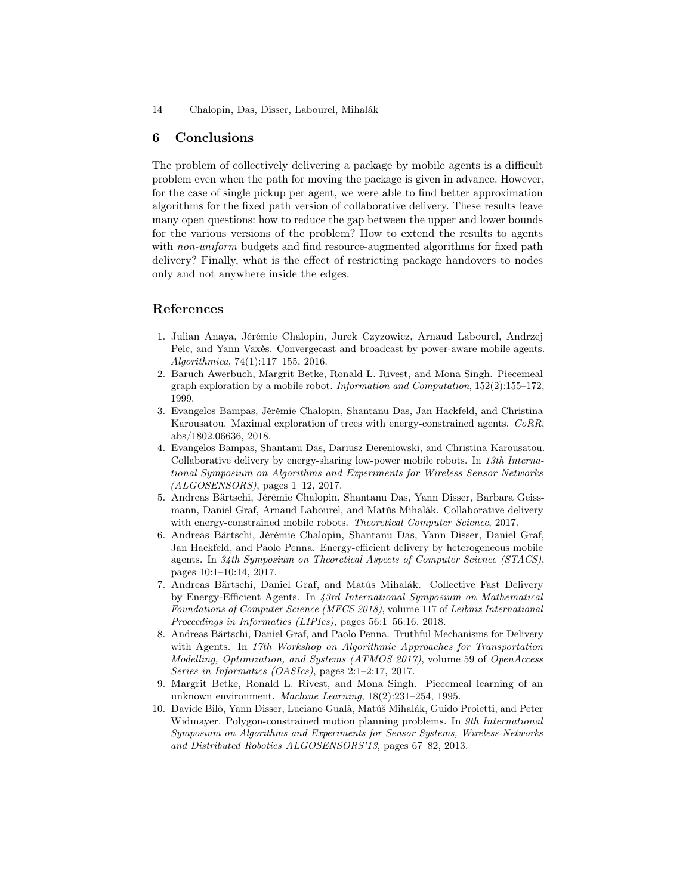## 6 Conclusions

The problem of collectively delivering a package by mobile agents is a difficult problem even when the path for moving the package is given in advance. However, for the case of single pickup per agent, we were able to find better approximation algorithms for the fixed path version of collaborative delivery. These results leave many open questions: how to reduce the gap between the upper and lower bounds for the various versions of the problem? How to extend the results to agents with *non-uniform* budgets and find resource-augmented algorithms for fixed path delivery? Finally, what is the effect of restricting package handovers to nodes only and not anywhere inside the edges.

## References

1. Julian Anaya, Jérémie Chalopin, Jurek Czyzowicz, Arnaud Labourel, Andrzej Pelc, and Yann Vaxès. Convergecast and broadcast by power-aware mobile agents. *Algorithmica*, 74(1):117–155, 2016.
2. Baruch Awerbuch, Margrit Betke, Ronald L. Rivest, and Mona Singh. Piecemeal graph exploration by a mobile robot. *Information and Computation*, 152(2):155–172, 1999.
3. Evangelos Bampas, Jérémie Chalopin, Shantanu Das, Jan Hackfeld, and Christina Karousatou. Maximal exploration of trees with energy-constrained agents. *CoRR*, abs/1802.06636, 2018.
4. Evangelos Bampas, Shantanu Das, Dariusz Dereniowski, and Christina Karousatou. Collaborative delivery by energy-sharing low-power mobile robots. In *13th International Symposium on Algorithms and Experiments for Wireless Sensor Networks (ALGOSENSORS)*, pages 1–12, 2017.
5. Andreas Bärtschi, Jérémie Chalopin, Shantanu Das, Yann Disser, Barbara Geissmann, Daniel Graf, Arnaud Labourel, and Matús Mihalák. Collaborative delivery with energy-constrained mobile robots. *Theoretical Computer Science*, 2017.
6. Andreas Bärtschi, Jérémie Chalopin, Shantanu Das, Yann Disser, Daniel Graf, Jan Hackfeld, and Paolo Penna. Energy-efficient delivery by heterogeneous mobile agents. In *34th Symposium on Theoretical Aspects of Computer Science (STACS)*, pages 10:1–10:14, 2017.
7. Andreas Bärtschi, Daniel Graf, and Matús Mihalák. Collective Fast Delivery by Energy-Efficient Agents. In *43rd International Symposium on Mathematical Foundations of Computer Science (MFCS 2018)*, volume 117 of *Leibniz International Proceedings in Informatics (LIPIcs)*, pages 56:1–56:16, 2018.
8. Andreas Bärtschi, Daniel Graf, and Paolo Penna. Truthful Mechanisms for Delivery with Agents. In *17th Workshop on Algorithmic Approaches for Transportation Modelling, Optimization, and Systems (ATMOS 2017)*, volume 59 of *OpenAccess Series in Informatics (OASIcs)*, pages 2:1–2:17, 2017.
9. Margrit Betke, Ronald L. Rivest, and Mona Singh. Piecemeal learning of an unknown environment. *Machine Learning*, 18(2):231–254, 1995.
10. Davide Bilò, Yann Disser, Luciano Gualà, Matúš Mihalák, Guido Proietti, and Peter Widmayer. Polygon-constrained motion planning problems. In *9th International Symposium on Algorithms and Experiments for Sensor Systems, Wireless Networks and Distributed Robotics ALGOSENSORS'13*, pages 67–82, 2013.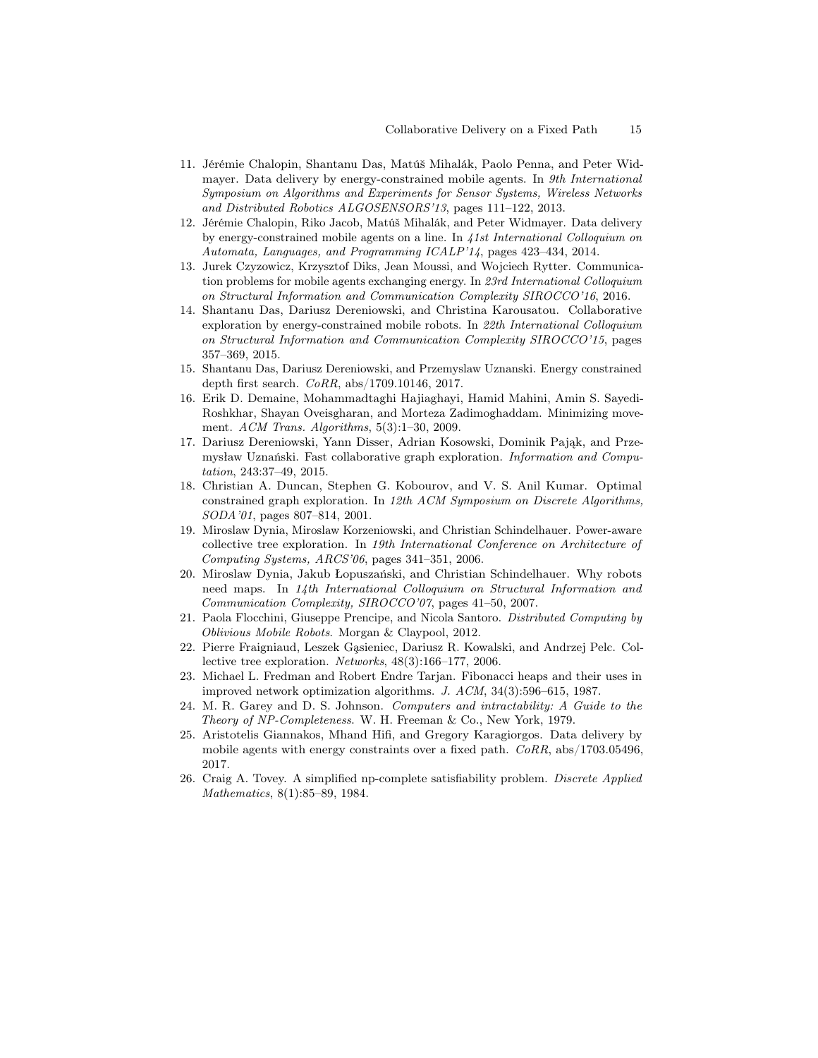11. Jérémie Chalopin, Shantanu Das, Matúš Mihalák, Paolo Penna, and Peter Widmayer. Data delivery by energy-constrained mobile agents. In *9th International Symposium on Algorithms and Experiments for Sensor Systems, Wireless Networks and Distributed Robotics ALGOSENSORS'13*, pages 111–122, 2013.
12. Jérémie Chalopin, Riko Jacob, Matúš Mihalák, and Peter Widmayer. Data delivery by energy-constrained mobile agents on a line. In *41st International Colloquium on Automata, Languages, and Programming ICALP'14*, pages 423–434, 2014.
13. Jurek Czyzowicz, Krzysztof Diks, Jean Moussi, and Wojciech Rytter. Communication problems for mobile agents exchanging energy. In *23rd International Colloquium on Structural Information and Communication Complexity SIROCCO'16*, 2016.
14. Shantanu Das, Dariusz Dereniowski, and Christina Karousatou. Collaborative exploration by energy-constrained mobile robots. In *22th International Colloquium on Structural Information and Communication Complexity SIROCCO'15*, pages 357–369, 2015.
15. Shantanu Das, Dariusz Dereniowski, and Przemyslaw Uznanski. Energy constrained depth first search. *CoRR*, abs/1709.10146, 2017.
16. Erik D. Demaine, Mohammadtaghi Hajiaghayi, Hamid Mahini, Amin S. Sayedi-Roshkhar, Shayan Oveisgharan, and Morteza Zadimoghaddam. Minimizing movement. *ACM Trans. Algorithms*, 5(3):1–30, 2009.
17. Dariusz Dereniowski, Yann Disser, Adrian Kosowski, Dominik Pająk, and Przemysław Uznański. Fast collaborative graph exploration. *Information and Computation*, 243:37–49, 2015.
18. Christian A. Duncan, Stephen G. Kobourov, and V. S. Anil Kumar. Optimal constrained graph exploration. In *12th ACM Symposium on Discrete Algorithms, SODA'01*, pages 807–814, 2001.
19. Miroslaw Dynia, Miroslaw Korzeniowski, and Christian Schindelhauer. Power-aware collective tree exploration. In *19th International Conference on Architecture of Computing Systems, ARCS'06*, pages 341–351, 2006.
20. Miroslaw Dynia, Jakub Łopuszański, and Christian Schindelhauer. Why robots need maps. In *14th International Colloquium on Structural Information and Communication Complexity, SIROCCO'07*, pages 41–50, 2007.
21. Paola Flocchini, Giuseppe Prencipe, and Nicola Santoro. *Distributed Computing by Oblivious Mobile Robots*. Morgan & Claypool, 2012.
22. Pierre Fraigniaud, Leszek Gąsieniec, Dariusz R. Kowalski, and Andrzej Pelc. Collective tree exploration. *Networks*, 48(3):166–177, 2006.
23. Michael L. Fredman and Robert Endre Tarjan. Fibonacci heaps and their uses in improved network optimization algorithms. *J. ACM*, 34(3):596–615, 1987.
24. M. R. Garey and D. S. Johnson. *Computers and intractability: A Guide to the Theory of NP-Completeness*. W. H. Freeman & Co., New York, 1979.
25. Aristotelis Giannakos, Mhand Hifi, and Gregory Karagiorgos. Data delivery by mobile agents with energy constraints over a fixed path. *CoRR*, abs/1703.05496, 2017.
26. Craig A. Tovey. A simplified np-complete satisfiability problem. *Discrete Applied Mathematics*, 8(1):85–89, 1984.